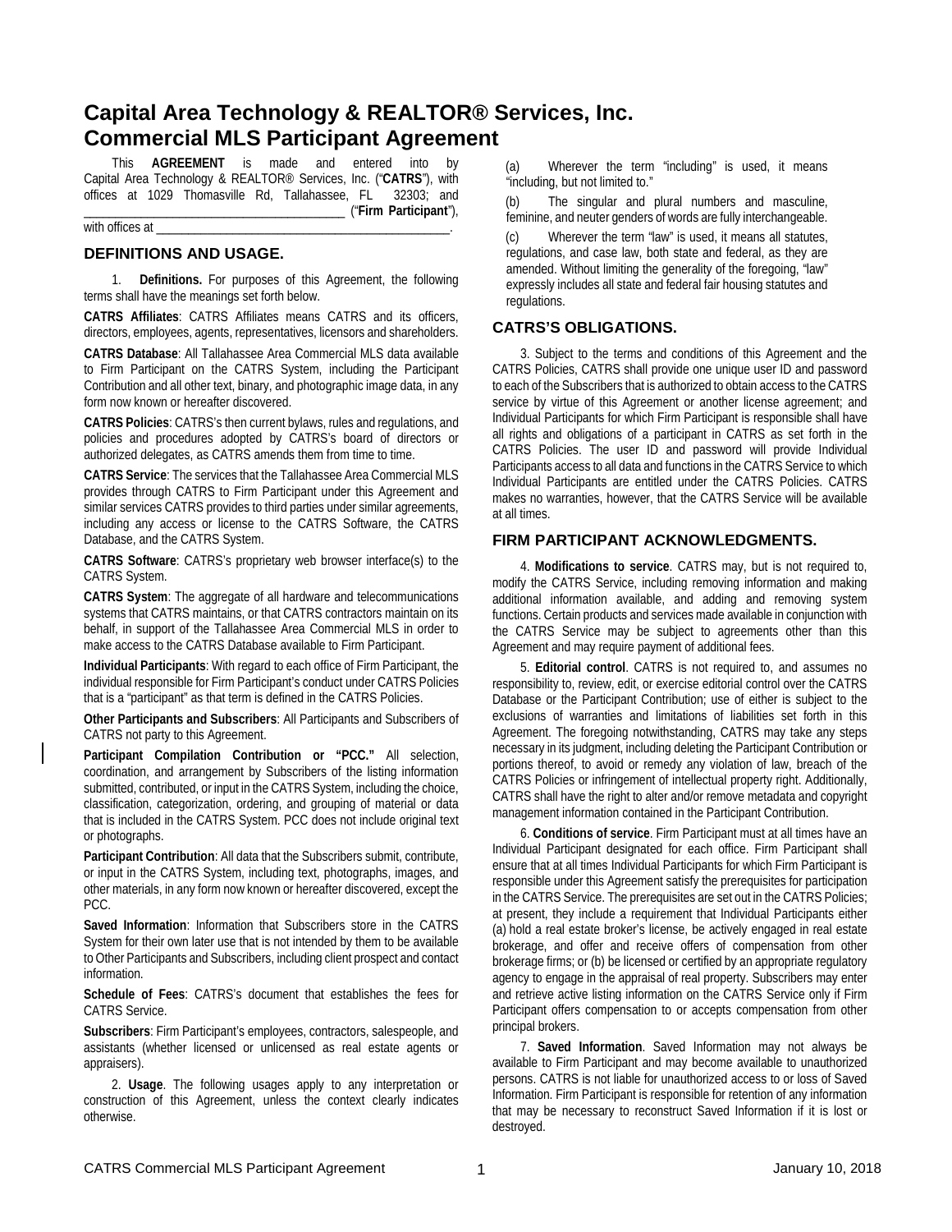# Capital Area Technology & REALTOR® Services, Inc. Commercial MLS Participant Agreement

This **AGREEMENT** is made and entered into by Capital Area Technology & REALTOR® Services, Inc. ("**CATRS**"), with offices at 1029 Thomasville Rd, Tallahassee, FL 32303; and ________________________________________ ("**Firm Participant**"), with offices at ____________________________________________.

## DEFINITIONS AND USAGE.

1. **Definitions.** For purposes of this Agreement, the following terms shall have the meanings set forth below.

**CATRS Affiliates**: CATRS Affiliates means CATRS and its officers, directors, employees, agents, representatives, licensors and shareholders.

**CATRS Database**: All Tallahassee Area Commercial MLS data available to Firm Participant on the CATRS System, including the Participant Contribution and all other text, binary, and photographic image data, in any form now known or hereafter discovered.

**CATRS Policies**: CATRS's then current bylaws, rules and regulations, and policies and procedures adopted by CATRS's board of directors or authorized delegates, as CATRS amends them from time to time.

**CATRS Service**: The services that the Tallahassee Area Commercial MLS provides through CATRS to Firm Participant under this Agreement and similar services CATRS provides to third parties under similar agreements, including any access or license to the CATRS Software, the CATRS Database, and the CATRS System.

**CATRS Software**: CATRS's proprietary web browser interface(s) to the CATRS System.

**CATRS System**: The aggregate of all hardware and telecommunications systems that CATRS maintains, or that CATRS contractors maintain on its behalf, in support of the Tallahassee Area Commercial MLS in order to make access to the CATRS Database available to Firm Participant.

**Individual Participants**: With regard to each office of Firm Participant, the individual responsible for Firm Participant's conduct under CATRS Policies that is a "participant" as that term is defined in the CATRS Policies.

**Other Participants and Subscribers**: All Participants and Subscribers of CATRS not party to this Agreement.

**Participant Compilation Contribution or "PCC."** All selection, coordination, and arrangement by Subscribers of the listing information submitted, contributed, or input in the CATRS System, including the choice, classification, categorization, ordering, and grouping of material or data that is included in the CATRS System. PCC does not include original text or photographs.

**Participant Contribution**: All data that the Subscribers submit, contribute, or input in the CATRS System, including text, photographs, images, and other materials, in any form now known or hereafter discovered, except the PCC.

**Saved Information**: Information that Subscribers store in the CATRS System for their own later use that is not intended by them to be available to Other Participants and Subscribers, including client prospect and contact information.

**Schedule of Fees**: CATRS's document that establishes the fees for CATRS Service.

**Subscribers**: Firm Participant's employees, contractors, salespeople, and assistants (whether licensed or unlicensed as real estate agents or appraisers).

2. **Usage**. The following usages apply to any interpretation or construction of this Agreement, unless the context clearly indicates otherwise.

(a) Wherever the term "including" is used, it means "including, but not limited to."

(b) The singular and plural numbers and masculine, feminine, and neuter genders of words are fully interchangeable.

(c) Wherever the term "law" is used, it means all statutes, regulations, and case law, both state and federal, as they are amended. Without limiting the generality of the foregoing, "law" expressly includes all state and federal fair housing statutes and regulations.

## CATRS'S OBLIGATIONS.

3. Subject to the terms and conditions of this Agreement and the CATRS Policies, CATRS shall provide one unique user ID and password to each of the Subscribers that is authorized to obtain access to the CATRS service by virtue of this Agreement or another license agreement; and Individual Participants for which Firm Participant is responsible shall have all rights and obligations of a participant in CATRS as set forth in the CATRS Policies. The user ID and password will provide Individual Participants access to all data and functions in the CATRS Service to which Individual Participants are entitled under the CATRS Policies. CATRS makes no warranties, however, that the CATRS Service will be available at all times.

## FIRM PARTICIPANT ACKNOWLEDGMENTS.

4. **Modifications to service**. CATRS may, but is not required to, modify the CATRS Service, including removing information and making additional information available, and adding and removing system functions. Certain products and services made available in conjunction with the CATRS Service may be subject to agreements other than this Agreement and may require payment of additional fees.

5. **Editorial control**. CATRS is not required to, and assumes no responsibility to, review, edit, or exercise editorial control over the CATRS Database or the Participant Contribution; use of either is subject to the exclusions of warranties and limitations of liabilities set forth in this Agreement. The foregoing notwithstanding, CATRS may take any steps necessary in its judgment, including deleting the Participant Contribution or portions thereof, to avoid or remedy any violation of law, breach of the CATRS Policies or infringement of intellectual property right. Additionally, CATRS shall have the right to alter and/or remove metadata and copyright management information contained in the Participant Contribution.

6. **Conditions of service**. Firm Participant must at all times have an Individual Participant designated for each office. Firm Participant shall ensure that at all times Individual Participants for which Firm Participant is responsible under this Agreement satisfy the prerequisites for participation in the CATRS Service. The prerequisites are set out in the CATRS Policies; at present, they include a requirement that Individual Participants either (a) hold a real estate broker's license, be actively engaged in real estate brokerage, and offer and receive offers of compensation from other brokerage firms; or (b) be licensed or certified by an appropriate regulatory agency to engage in the appraisal of real property. Subscribers may enter and retrieve active listing information on the CATRS Service only if Firm Participant offers compensation to or accepts compensation from other principal brokers.

7. **Saved Information**. Saved Information may not always be available to Firm Participant and may become available to unauthorized persons. CATRS is not liable for unauthorized access to or loss of Saved Information. Firm Participant is responsible for retention of any information that may be necessary to reconstruct Saved Information if it is lost or destroyed.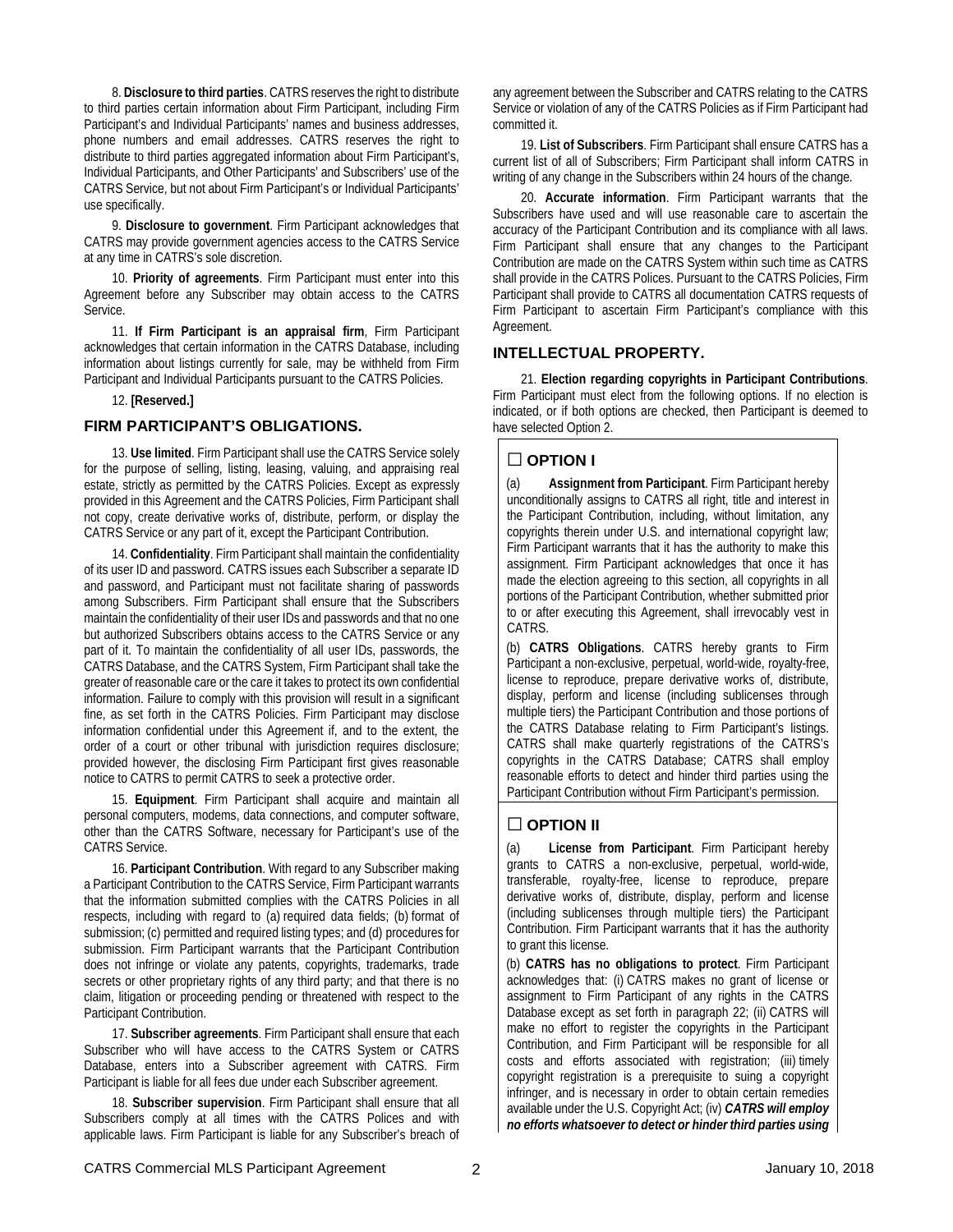8. **Disclosure to third parties**. CATRS reserves the right to distribute to third parties certain information about Firm Participant, including Firm Participant's and Individual Participants' names and business addresses, phone numbers and email addresses. CATRS reserves the right to distribute to third parties aggregated information about Firm Participant's, Individual Participants, and Other Participants' and Subscribers' use of the CATRS Service, but not about Firm Participant's or Individual Participants' use specifically.

9. **Disclosure to government**. Firm Participant acknowledges that CATRS may provide government agencies access to the CATRS Service at any time in CATRS's sole discretion.

10. **Priority of agreements**. Firm Participant must enter into this Agreement before any Subscriber may obtain access to the CATRS Service.

11. **If Firm Participant is an appraisal firm**, Firm Participant acknowledges that certain information in the CATRS Database, including information about listings currently for sale, may be withheld from Firm Participant and Individual Participants pursuant to the CATRS Policies.

12. **[Reserved.]**

## FIRM PARTICIPANT'S OBLIGATIONS.

13. **Use limited**. Firm Participant shall use the CATRS Service solely for the purpose of selling, listing, leasing, valuing, and appraising real estate, strictly as permitted by the CATRS Policies. Except as expressly provided in this Agreement and the CATRS Policies, Firm Participant shall not copy, create derivative works of, distribute, perform, or display the CATRS Service or any part of it, except the Participant Contribution.

14. **Confidentiality**. Firm Participant shall maintain the confidentiality of its user ID and password. CATRS issues each Subscriber a separate ID and password, and Participant must not facilitate sharing of passwords among Subscribers. Firm Participant shall ensure that the Subscribers maintain the confidentiality of their user IDs and passwords and that no one but authorized Subscribers obtains access to the CATRS Service or any part of it. To maintain the confidentiality of all user IDs, passwords, the CATRS Database, and the CATRS System, Firm Participant shall take the greater of reasonable care or the care it takes to protect its own confidential information. Failure to comply with this provision will result in a significant fine, as set forth in the CATRS Policies. Firm Participant may disclose information confidential under this Agreement if, and to the extent, the order of a court or other tribunal with jurisdiction requires disclosure; provided however, the disclosing Firm Participant first gives reasonable notice to CATRS to permit CATRS to seek a protective order.

15. **Equipment**. Firm Participant shall acquire and maintain all personal computers, modems, data connections, and computer software, other than the CATRS Software, necessary for Participant's use of the CATRS Service.

16. **Participant Contribution**. With regard to any Subscriber making a Participant Contribution to the CATRS Service, Firm Participant warrants that the information submitted complies with the CATRS Policies in all respects, including with regard to (a) required data fields; (b) format of submission; (c) permitted and required listing types; and (d) procedures for submission. Firm Participant warrants that the Participant Contribution does not infringe or violate any patents, copyrights, trademarks, trade secrets or other proprietary rights of any third party; and that there is no claim, litigation or proceeding pending or threatened with respect to the Participant Contribution.

17. **Subscriber agreements**. Firm Participant shall ensure that each Subscriber who will have access to the CATRS System or CATRS Database, enters into a Subscriber agreement with CATRS. Firm Participant is liable for all fees due under each Subscriber agreement.

18. **Subscriber supervision**. Firm Participant shall ensure that all Subscribers comply at all times with the CATRS Polices and with applicable laws. Firm Participant is liable for any Subscriber's breach of any agreement between the Subscriber and CATRS relating to the CATRS Service or violation of any of the CATRS Policies as if Firm Participant had committed it.

19. **List of Subscribers**. Firm Participant shall ensure CATRS has a current list of all of Subscribers; Firm Participant shall inform CATRS in writing of any change in the Subscribers within 24 hours of the change.

20. **Accurate information**. Firm Participant warrants that the Subscribers have used and will use reasonable care to ascertain the accuracy of the Participant Contribution and its compliance with all laws. Firm Participant shall ensure that any changes to the Participant Contribution are made on the CATRS System within such time as CATRS shall provide in the CATRS Polices. Pursuant to the CATRS Policies, Firm Participant shall provide to CATRS all documentation CATRS requests of Firm Participant to ascertain Firm Participant's compliance with this Agreement.

## INTELLECTUAL PROPERTY.

21. **Election regarding copyrights in Participant Contributions**. Firm Participant must elect from the following options. If no election is indicated, or if both options are checked, then Participant is deemed to have selected Option 2.

### ☐ OPTION I

(a) **Assignment from Participant**. Firm Participant hereby unconditionally assigns to CATRS all right, title and interest in the Participant Contribution, including, without limitation, any copyrights therein under U.S. and international copyright law; Firm Participant warrants that it has the authority to make this assignment. Firm Participant acknowledges that once it has made the election agreeing to this section, all copyrights in all portions of the Participant Contribution, whether submitted prior to or after executing this Agreement, shall irrevocably vest in CATRS.

(b) **CATRS Obligations**. CATRS hereby grants to Firm Participant a non-exclusive, perpetual, world-wide, royalty-free, license to reproduce, prepare derivative works of, distribute, display, perform and license (including sublicenses through multiple tiers) the Participant Contribution and those portions of the CATRS Database relating to Firm Participant's listings. CATRS shall make quarterly registrations of the CATRS's copyrights in the CATRS Database; CATRS shall employ reasonable efforts to detect and hinder third parties using the Participant Contribution without Firm Participant's permission.

### ☐ OPTION II

(a) **License from Participant**. Firm Participant hereby grants to CATRS a non-exclusive, perpetual, world-wide, transferable, royalty-free, license to reproduce, prepare derivative works of, distribute, display, perform and license (including sublicenses through multiple tiers) the Participant Contribution. Firm Participant warrants that it has the authority to grant this license.

(b) **CATRS has no obligations to protect**. Firm Participant acknowledges that: (i) CATRS makes no grant of license or assignment to Firm Participant of any rights in the CATRS Database except as set forth in paragraph 22; (ii) CATRS will make no effort to register the copyrights in the Participant Contribution, and Firm Participant will be responsible for all costs and efforts associated with registration; (iii) timely copyright registration is a prerequisite to suing a copyright infringer, and is necessary in order to obtain certain remedies available under the U.S. Copyright Act; (iv) ***CATRS will employ no efforts whatsoever to detect or hinder third parties using***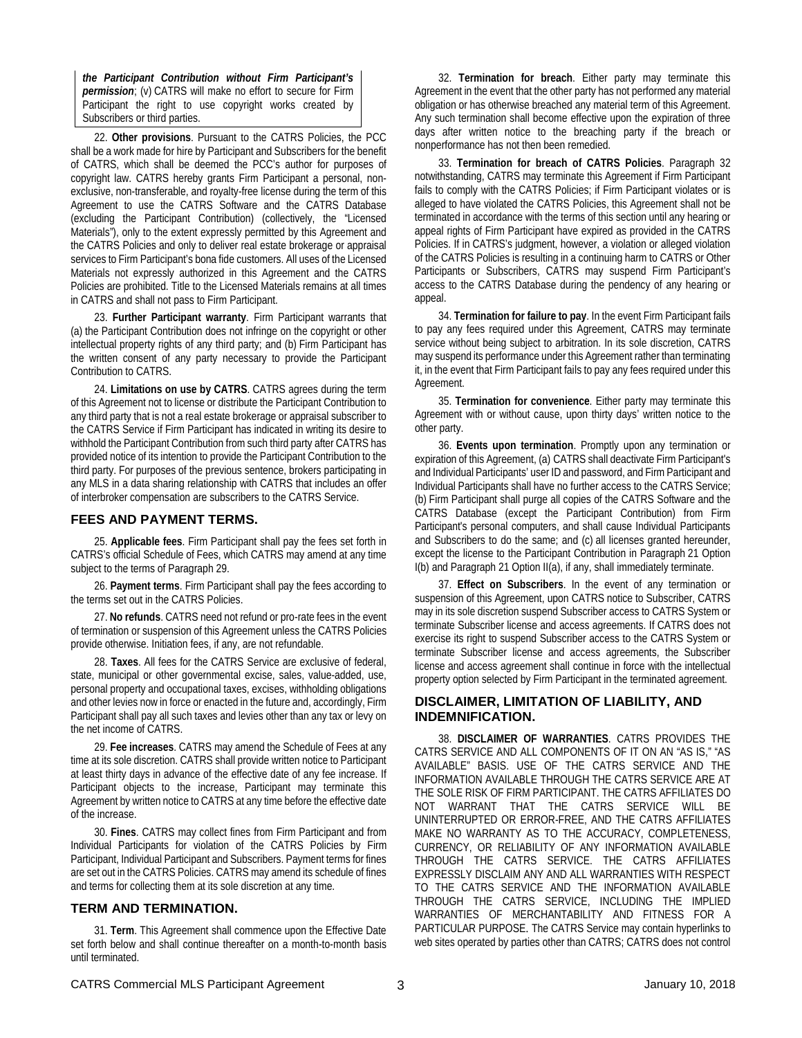***the Participant Contribution without Firm Participant's permission***; (v) CATRS will make no effort to secure for Firm Participant the right to use copyright works created by Subscribers or third parties.

22. **Other provisions**. Pursuant to the CATRS Policies, the PCC shall be a work made for hire by Participant and Subscribers for the benefit of CATRS, which shall be deemed the PCC's author for purposes of copyright law. CATRS hereby grants Firm Participant a personal, non-exclusive, non-transferable, and royalty-free license during the term of this Agreement to use the CATRS Software and the CATRS Database (excluding the Participant Contribution) (collectively, the "Licensed Materials"), only to the extent expressly permitted by this Agreement and the CATRS Policies and only to deliver real estate brokerage or appraisal services to Firm Participant's bona fide customers. All uses of the Licensed Materials not expressly authorized in this Agreement and the CATRS Policies are prohibited. Title to the Licensed Materials remains at all times in CATRS and shall not pass to Firm Participant.

23. **Further Participant warranty**. Firm Participant warrants that (a) the Participant Contribution does not infringe on the copyright or other intellectual property rights of any third party; and (b) Firm Participant has the written consent of any party necessary to provide the Participant Contribution to CATRS.

24. **Limitations on use by CATRS**. CATRS agrees during the term of this Agreement not to license or distribute the Participant Contribution to any third party that is not a real estate brokerage or appraisal subscriber to the CATRS Service if Firm Participant has indicated in writing its desire to withhold the Participant Contribution from such third party after CATRS has provided notice of its intention to provide the Participant Contribution to the third party. For purposes of the previous sentence, brokers participating in any MLS in a data sharing relationship with CATRS that includes an offer of interbroker compensation are subscribers to the CATRS Service.

## FEES AND PAYMENT TERMS.

25. **Applicable fees**. Firm Participant shall pay the fees set forth in CATRS's official Schedule of Fees, which CATRS may amend at any time subject to the terms of Paragraph 29.

26. **Payment terms**. Firm Participant shall pay the fees according to the terms set out in the CATRS Policies.

27. **No refunds**. CATRS need not refund or pro-rate fees in the event of termination or suspension of this Agreement unless the CATRS Policies provide otherwise. Initiation fees, if any, are not refundable.

28. **Taxes**. All fees for the CATRS Service are exclusive of federal, state, municipal or other governmental excise, sales, value-added, use, personal property and occupational taxes, excises, withholding obligations and other levies now in force or enacted in the future and, accordingly, Firm Participant shall pay all such taxes and levies other than any tax or levy on the net income of CATRS.

29. **Fee increases**. CATRS may amend the Schedule of Fees at any time at its sole discretion. CATRS shall provide written notice to Participant at least thirty days in advance of the effective date of any fee increase. If Participant objects to the increase, Participant may terminate this Agreement by written notice to CATRS at any time before the effective date of the increase.

30. **Fines**. CATRS may collect fines from Firm Participant and from Individual Participants for violation of the CATRS Policies by Firm Participant, Individual Participant and Subscribers. Payment terms for fines are set out in the CATRS Policies. CATRS may amend its schedule of fines and terms for collecting them at its sole discretion at any time.

## TERM AND TERMINATION.

31. **Term**. This Agreement shall commence upon the Effective Date set forth below and shall continue thereafter on a month-to-month basis until terminated.

32. **Termination for breach**. Either party may terminate this Agreement in the event that the other party has not performed any material obligation or has otherwise breached any material term of this Agreement. Any such termination shall become effective upon the expiration of three days after written notice to the breaching party if the breach or nonperformance has not then been remedied.

33. **Termination for breach of CATRS Policies**. Paragraph 32 notwithstanding, CATRS may terminate this Agreement if Firm Participant fails to comply with the CATRS Policies; if Firm Participant violates or is alleged to have violated the CATRS Policies, this Agreement shall not be terminated in accordance with the terms of this section until any hearing or appeal rights of Firm Participant have expired as provided in the CATRS Policies. If in CATRS's judgment, however, a violation or alleged violation of the CATRS Policies is resulting in a continuing harm to CATRS or Other Participants or Subscribers, CATRS may suspend Firm Participant's access to the CATRS Database during the pendency of any hearing or appeal.

34. **Termination for failure to pay**. In the event Firm Participant fails to pay any fees required under this Agreement, CATRS may terminate service without being subject to arbitration. In its sole discretion, CATRS may suspend its performance under this Agreement rather than terminating it, in the event that Firm Participant fails to pay any fees required under this Agreement.

35. **Termination for convenience**. Either party may terminate this Agreement with or without cause, upon thirty days' written notice to the other party.

36. **Events upon termination**. Promptly upon any termination or expiration of this Agreement, (a) CATRS shall deactivate Firm Participant's and Individual Participants' user ID and password, and Firm Participant and Individual Participants shall have no further access to the CATRS Service; (b) Firm Participant shall purge all copies of the CATRS Software and the CATRS Database (except the Participant Contribution) from Firm Participant's personal computers, and shall cause Individual Participants and Subscribers to do the same; and (c) all licenses granted hereunder, except the license to the Participant Contribution in Paragraph 21 Option I(b) and Paragraph 21 Option II(a), if any, shall immediately terminate.

37. **Effect on Subscribers**. In the event of any termination or suspension of this Agreement, upon CATRS notice to Subscriber, CATRS may in its sole discretion suspend Subscriber access to CATRS System or terminate Subscriber license and access agreements. If CATRS does not exercise its right to suspend Subscriber access to the CATRS System or terminate Subscriber license and access agreements, the Subscriber license and access agreement shall continue in force with the intellectual property option selected by Firm Participant in the terminated agreement.

## DISCLAIMER, LIMITATION OF LIABILITY, AND INDEMNIFICATION.

38. **DISCLAIMER OF WARRANTIES**. CATRS PROVIDES THE CATRS SERVICE AND ALL COMPONENTS OF IT ON AN "AS IS," "AS AVAILABLE" BASIS. USE OF THE CATRS SERVICE AND THE INFORMATION AVAILABLE THROUGH THE CATRS SERVICE ARE AT THE SOLE RISK OF FIRM PARTICIPANT. THE CATRS AFFILIATES DO NOT WARRANT THAT THE CATRS SERVICE WILL BE UNINTERRUPTED OR ERROR-FREE, AND THE CATRS AFFILIATES MAKE NO WARRANTY AS TO THE ACCURACY, COMPLETENESS, CURRENCY, OR RELIABILITY OF ANY INFORMATION AVAILABLE THROUGH THE CATRS SERVICE. THE CATRS AFFILIATES EXPRESSLY DISCLAIM ANY AND ALL WARRANTIES WITH RESPECT TO THE CATRS SERVICE AND THE INFORMATION AVAILABLE THROUGH THE CATRS SERVICE, INCLUDING THE IMPLIED WARRANTIES OF MERCHANTABILITY AND FITNESS FOR A PARTICULAR PURPOSE. The CATRS Service may contain hyperlinks to web sites operated by parties other than CATRS; CATRS does not control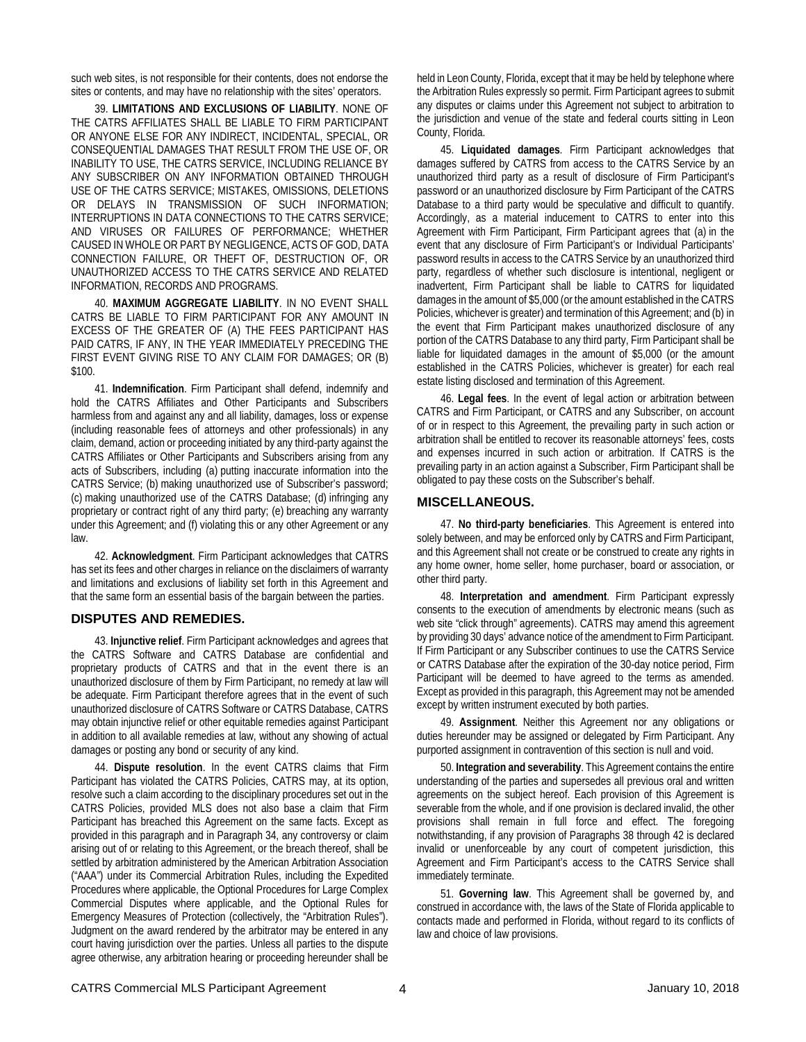such web sites, is not responsible for their contents, does not endorse the sites or contents, and may have no relationship with the sites' operators.

39. **LIMITATIONS AND EXCLUSIONS OF LIABILITY**. NONE OF THE CATRS AFFILIATES SHALL BE LIABLE TO FIRM PARTICIPANT OR ANYONE ELSE FOR ANY INDIRECT, INCIDENTAL, SPECIAL, OR CONSEQUENTIAL DAMAGES THAT RESULT FROM THE USE OF, OR INABILITY TO USE, THE CATRS SERVICE, INCLUDING RELIANCE BY ANY SUBSCRIBER ON ANY INFORMATION OBTAINED THROUGH USE OF THE CATRS SERVICE; MISTAKES, OMISSIONS, DELETIONS OR DELAYS IN TRANSMISSION OF SUCH INFORMATION; INTERRUPTIONS IN DATA CONNECTIONS TO THE CATRS SERVICE; AND VIRUSES OR FAILURES OF PERFORMANCE; WHETHER CAUSED IN WHOLE OR PART BY NEGLIGENCE, ACTS OF GOD, DATA CONNECTION FAILURE, OR THEFT OF, DESTRUCTION OF, OR UNAUTHORIZED ACCESS TO THE CATRS SERVICE AND RELATED INFORMATION, RECORDS AND PROGRAMS.

40. **MAXIMUM AGGREGATE LIABILITY**. IN NO EVENT SHALL CATRS BE LIABLE TO FIRM PARTICIPANT FOR ANY AMOUNT IN EXCESS OF THE GREATER OF (A) THE FEES PARTICIPANT HAS PAID CATRS, IF ANY, IN THE YEAR IMMEDIATELY PRECEDING THE FIRST EVENT GIVING RISE TO ANY CLAIM FOR DAMAGES; OR (B) $100.

41. **Indemnification**. Firm Participant shall defend, indemnify and hold the CATRS Affiliates and Other Participants and Subscribers harmless from and against any and all liability, damages, loss or expense (including reasonable fees of attorneys and other professionals) in any claim, demand, action or proceeding initiated by any third-party against the CATRS Affiliates or Other Participants and Subscribers arising from any acts of Subscribers, including (a) putting inaccurate information into the CATRS Service; (b) making unauthorized use of Subscriber's password; (c) making unauthorized use of the CATRS Database; (d) infringing any proprietary or contract right of any third party; (e) breaching any warranty under this Agreement; and (f) violating this or any other Agreement or any law.

42. **Acknowledgment**. Firm Participant acknowledges that CATRS has set its fees and other charges in reliance on the disclaimers of warranty and limitations and exclusions of liability set forth in this Agreement and that the same form an essential basis of the bargain between the parties.

## DISPUTES AND REMEDIES.

43. **Injunctive relief**. Firm Participant acknowledges and agrees that the CATRS Software and CATRS Database are confidential and proprietary products of CATRS and that in the event there is an unauthorized disclosure of them by Firm Participant, no remedy at law will be adequate. Firm Participant therefore agrees that in the event of such unauthorized disclosure of CATRS Software or CATRS Database, CATRS may obtain injunctive relief or other equitable remedies against Participant in addition to all available remedies at law, without any showing of actual damages or posting any bond or security of any kind.

44. **Dispute resolution**. In the event CATRS claims that Firm Participant has violated the CATRS Policies, CATRS may, at its option, resolve such a claim according to the disciplinary procedures set out in the CATRS Policies, provided MLS does not also base a claim that Firm Participant has breached this Agreement on the same facts. Except as provided in this paragraph and in Paragraph 34, any controversy or claim arising out of or relating to this Agreement, or the breach thereof, shall be settled by arbitration administered by the American Arbitration Association ("AAA") under its Commercial Arbitration Rules, including the Expedited Procedures where applicable, the Optional Procedures for Large Complex Commercial Disputes where applicable, and the Optional Rules for Emergency Measures of Protection (collectively, the "Arbitration Rules"). Judgment on the award rendered by the arbitrator may be entered in any court having jurisdiction over the parties. Unless all parties to the dispute agree otherwise, any arbitration hearing or proceeding hereunder shall be held in Leon County, Florida, except that it may be held by telephone where the Arbitration Rules expressly so permit. Firm Participant agrees to submit any disputes or claims under this Agreement not subject to arbitration to the jurisdiction and venue of the state and federal courts sitting in Leon County, Florida.

45. **Liquidated damages**. Firm Participant acknowledges that damages suffered by CATRS from access to the CATRS Service by an unauthorized third party as a result of disclosure of Firm Participant's password or an unauthorized disclosure by Firm Participant of the CATRS Database to a third party would be speculative and difficult to quantify. Accordingly, as a material inducement to CATRS to enter into this Agreement with Firm Participant, Firm Participant agrees that (a) in the event that any disclosure of Firm Participant's or Individual Participants' password results in access to the CATRS Service by an unauthorized third party, regardless of whether such disclosure is intentional, negligent or inadvertent, Firm Participant shall be liable to CATRS for liquidated damages in the amount of $5,000 (or the amount established in the CATRS Policies, whichever is greater) and termination of this Agreement; and (b) in the event that Firm Participant makes unauthorized disclosure of any portion of the CATRS Database to any third party, Firm Participant shall be liable for liquidated damages in the amount of $5,000 (or the amount established in the CATRS Policies, whichever is greater) for each real estate listing disclosed and termination of this Agreement.

46. **Legal fees**. In the event of legal action or arbitration between CATRS and Firm Participant, or CATRS and any Subscriber, on account of or in respect to this Agreement, the prevailing party in such action or arbitration shall be entitled to recover its reasonable attorneys' fees, costs and expenses incurred in such action or arbitration. If CATRS is the prevailing party in an action against a Subscriber, Firm Participant shall be obligated to pay these costs on the Subscriber's behalf.

## MISCELLANEOUS.

47. **No third-party beneficiaries**. This Agreement is entered into solely between, and may be enforced only by CATRS and Firm Participant, and this Agreement shall not create or be construed to create any rights in any home owner, home seller, home purchaser, board or association, or other third party.

48. **Interpretation and amendment**. Firm Participant expressly consents to the execution of amendments by electronic means (such as web site "click through" agreements). CATRS may amend this agreement by providing 30 days' advance notice of the amendment to Firm Participant. If Firm Participant or any Subscriber continues to use the CATRS Service or CATRS Database after the expiration of the 30-day notice period, Firm Participant will be deemed to have agreed to the terms as amended. Except as provided in this paragraph, this Agreement may not be amended except by written instrument executed by both parties.

49. **Assignment**. Neither this Agreement nor any obligations or duties hereunder may be assigned or delegated by Firm Participant. Any purported assignment in contravention of this section is null and void.

50. **Integration and severability**. This Agreement contains the entire understanding of the parties and supersedes all previous oral and written agreements on the subject hereof. Each provision of this Agreement is severable from the whole, and if one provision is declared invalid, the other provisions shall remain in full force and effect. The foregoing notwithstanding, if any provision of Paragraphs 38 through 42 is declared invalid or unenforceable by any court of competent jurisdiction, this Agreement and Firm Participant's access to the CATRS Service shall immediately terminate.

51. **Governing law**. This Agreement shall be governed by, and construed in accordance with, the laws of the State of Florida applicable to contacts made and performed in Florida, without regard to its conflicts of law and choice of law provisions.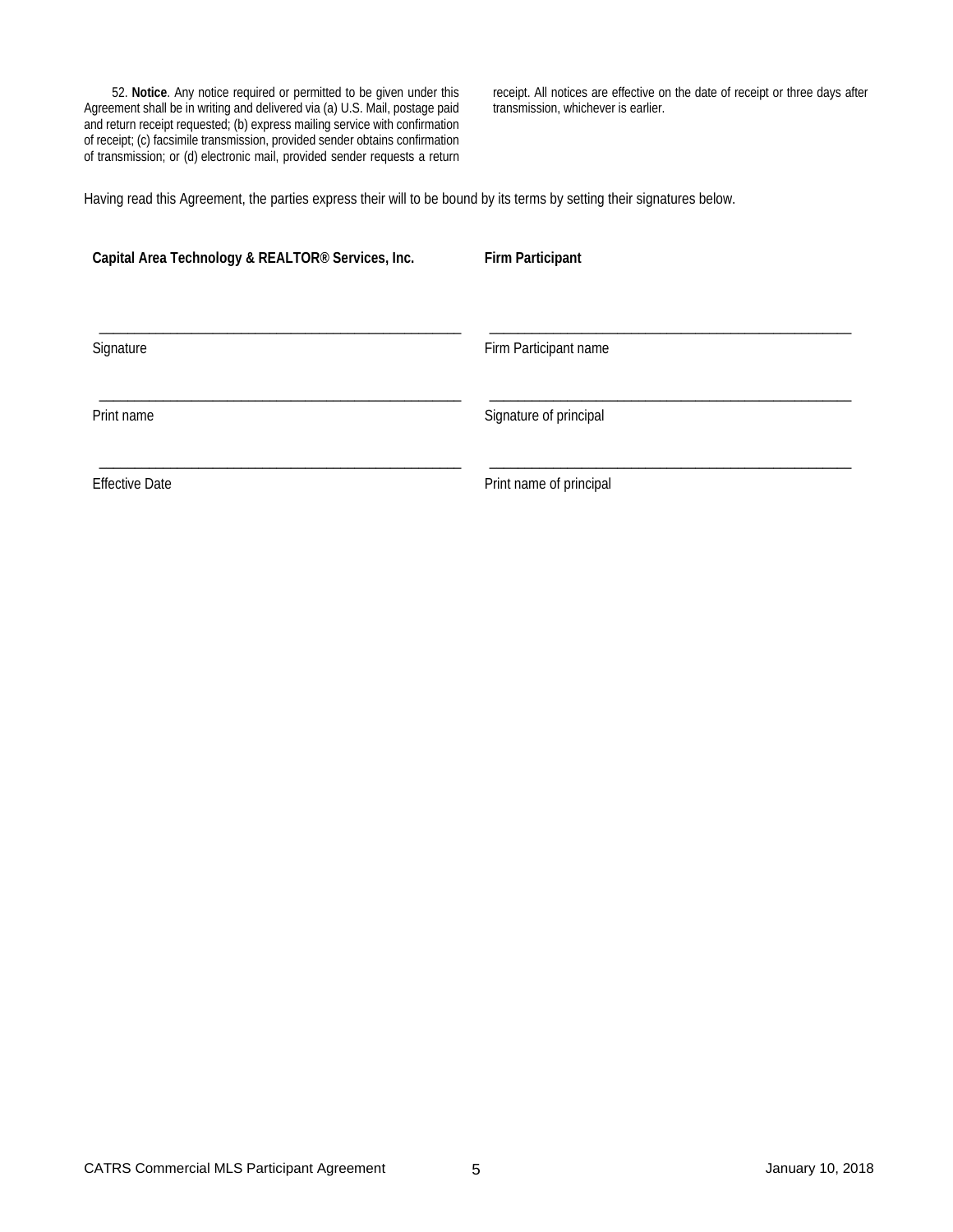52. **Notice**. Any notice required or permitted to be given under this Agreement shall be in writing and delivered via (a) U.S. Mail, postage paid and return receipt requested; (b) express mailing service with confirmation of receipt; (c) facsimile transmission, provided sender obtains confirmation of transmission; or (d) electronic mail, provided sender requests a return receipt. All notices are effective on the date of receipt or three days after transmission, whichever is earlier.

Having read this Agreement, the parties express their will to be bound by its terms by setting their signatures below.

| **Capital Area Technology & REALTOR® Services, Inc.** | **Firm Participant** |
|---|---|
| ______________________________ | ______________________________ |
| Signature | Firm Participant name |
| ______________________________ | ______________________________ |
| Print name | Signature of principal |
| ______________________________ | ______________________________ |
| Effective Date | Print name of principal |